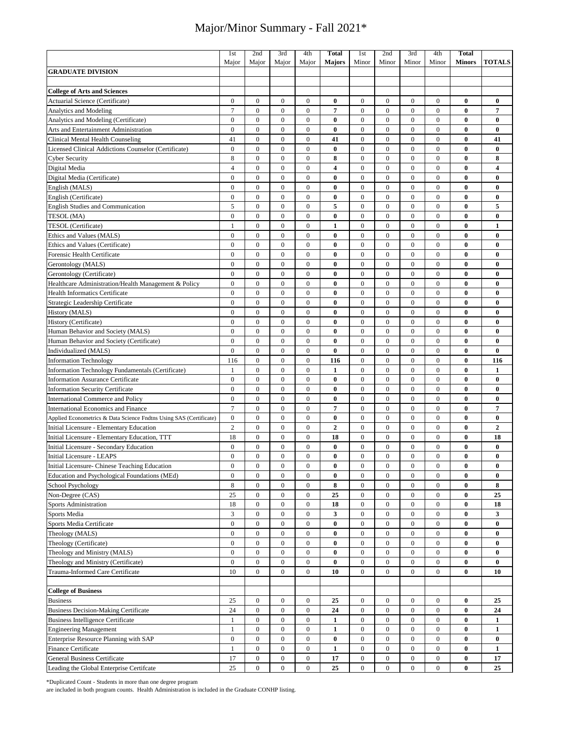# Major/Minor Summary - Fall 2021*

| | 1st Major | 2nd Major | 3rd Major | 4th Major | **Total Majors** | 1st Minor | 2nd Minor | 3rd Minor | 4th Minor | **Total Minors** | **TOTALS** |
|---|---|---|---|---|---|---|---|---|---|---|---|
| **GRADUATE DIVISION** | | | | | | | | | | | |
| | | | | | | | | | | | |
| **College of Arts and Sciences** | | | | | | | | | | | |
| Actuarial Science (Certificate) | 0 | 0 | 0 | 0 | **0** | 0 | 0 | 0 | 0 | **0** | **0** |
| Analytics and Modeling | 7 | 0 | 0 | 0 | **7** | 0 | 0 | 0 | 0 | **0** | **7** |
| Analytics and Modeling (Certificate) | 0 | 0 | 0 | 0 | **0** | 0 | 0 | 0 | 0 | **0** | **0** |
| Arts and Entertainment Administration | 0 | 0 | 0 | 0 | **0** | 0 | 0 | 0 | 0 | **0** | **0** |
| Clinical Mental Health Counseling | 41 | 0 | 0 | 0 | **41** | 0 | 0 | 0 | 0 | **0** | **41** |
| Licensed Clinical Addictions Counselor (Certificate) | 0 | 0 | 0 | 0 | **0** | 0 | 0 | 0 | 0 | **0** | **0** |
| Cyber Security | 8 | 0 | 0 | 0 | **8** | 0 | 0 | 0 | 0 | **0** | **8** |
| Digital Media | 4 | 0 | 0 | 0 | **4** | 0 | 0 | 0 | 0 | **0** | **4** |
| Digital Media (Certificate) | 0 | 0 | 0 | 0 | **0** | 0 | 0 | 0 | 0 | **0** | **0** |
| English (MALS) | 0 | 0 | 0 | 0 | **0** | 0 | 0 | 0 | 0 | **0** | **0** |
| English (Certificate) | 0 | 0 | 0 | 0 | **0** | 0 | 0 | 0 | 0 | **0** | **0** |
| English Studies and Communication | 5 | 0 | 0 | 0 | **5** | 0 | 0 | 0 | 0 | **0** | **5** |
| TESOL (MA) | 0 | 0 | 0 | 0 | **0** | 0 | 0 | 0 | 0 | **0** | **0** |
| TESOL (Certificate) | 1 | 0 | 0 | 0 | **1** | 0 | 0 | 0 | 0 | **0** | **1** |
| Ethics and Values (MALS) | 0 | 0 | 0 | 0 | **0** | 0 | 0 | 0 | 0 | **0** | **0** |
| Ethics and Values (Certificate) | 0 | 0 | 0 | 0 | **0** | 0 | 0 | 0 | 0 | **0** | **0** |
| Forensic Health Certificate | 0 | 0 | 0 | 0 | **0** | 0 | 0 | 0 | 0 | **0** | **0** |
| Gerontology (MALS) | 0 | 0 | 0 | 0 | **0** | 0 | 0 | 0 | 0 | **0** | **0** |
| Gerontology (Certificate) | 0 | 0 | 0 | 0 | **0** | 0 | 0 | 0 | 0 | **0** | **0** |
| Healthcare Administration/Health Management & Policy | 0 | 0 | 0 | 0 | **0** | 0 | 0 | 0 | 0 | **0** | **0** |
| Health Informatics Certificate | 0 | 0 | 0 | 0 | **0** | 0 | 0 | 0 | 0 | **0** | **0** |
| Strategic Leadership Certificate | 0 | 0 | 0 | 0 | **0** | 0 | 0 | 0 | 0 | **0** | **0** |
| History (MALS) | 0 | 0 | 0 | 0 | **0** | 0 | 0 | 0 | 0 | **0** | **0** |
| History (Certificate) | 0 | 0 | 0 | 0 | **0** | 0 | 0 | 0 | 0 | **0** | **0** |
| Human Behavior and Society (MALS) | 0 | 0 | 0 | 0 | **0** | 0 | 0 | 0 | 0 | **0** | **0** |
| Human Behavior and Society (Certificate) | 0 | 0 | 0 | 0 | **0** | 0 | 0 | 0 | 0 | **0** | **0** |
| Individualized (MALS) | 0 | 0 | 0 | 0 | **0** | 0 | 0 | 0 | 0 | **0** | **0** |
| Information Technology | 116 | 0 | 0 | 0 | **116** | 0 | 0 | 0 | 0 | **0** | **116** |
| Information Technology Fundamentals (Certificate) | 1 | 0 | 0 | 0 | **1** | 0 | 0 | 0 | 0 | **0** | **1** |
| Information Assurance Certificate | 0 | 0 | 0 | 0 | **0** | 0 | 0 | 0 | 0 | **0** | **0** |
| Information Security Certificate | 0 | 0 | 0 | 0 | **0** | 0 | 0 | 0 | 0 | **0** | **0** |
| International Commerce and Policy | 0 | 0 | 0 | 0 | **0** | 0 | 0 | 0 | 0 | **0** | **0** |
| International Economics and Finance | 7 | 0 | 0 | 0 | **7** | 0 | 0 | 0 | 0 | **0** | **7** |
| Applied Econometrics & Data Science Fndtns Using SAS (Certificate) | 0 | 0 | 0 | 0 | **0** | 0 | 0 | 0 | 0 | **0** | **0** |
| Initial Licensure - Elementary Education | 2 | 0 | 0 | 0 | **2** | 0 | 0 | 0 | 0 | **0** | **2** |
| Initial Licensure - Elementary Education, TTT | 18 | 0 | 0 | 0 | **18** | 0 | 0 | 0 | 0 | **0** | **18** |
| Initial Licensure - Secondary Education | 0 | 0 | 0 | 0 | **0** | 0 | 0 | 0 | 0 | **0** | **0** |
| Initial Licensure - LEAPS | 0 | 0 | 0 | 0 | **0** | 0 | 0 | 0 | 0 | **0** | **0** |
| Initial Licensure- Chinese Teaching Education | 0 | 0 | 0 | 0 | **0** | 0 | 0 | 0 | 0 | **0** | **0** |
| Education and Psychological Foundations (MEd) | 0 | 0 | 0 | 0 | **0** | 0 | 0 | 0 | 0 | **0** | **0** |
| School Psychology | 8 | 0 | 0 | 0 | **8** | 0 | 0 | 0 | 0 | **0** | **8** |
| Non-Degree (CAS) | 25 | 0 | 0 | 0 | **25** | 0 | 0 | 0 | 0 | **0** | **25** |
| Sports Administration | 18 | 0 | 0 | 0 | **18** | 0 | 0 | 0 | 0 | **0** | **18** |
| Sports Media | 3 | 0 | 0 | 0 | **3** | 0 | 0 | 0 | 0 | **0** | **3** |
| Sports Media Certificate | 0 | 0 | 0 | 0 | **0** | 0 | 0 | 0 | 0 | **0** | **0** |
| Theology (MALS) | 0 | 0 | 0 | 0 | **0** | 0 | 0 | 0 | 0 | **0** | **0** |
| Theology (Certificate) | 0 | 0 | 0 | 0 | **0** | 0 | 0 | 0 | 0 | **0** | **0** |
| Theology and Ministry (MALS) | 0 | 0 | 0 | 0 | **0** | 0 | 0 | 0 | 0 | **0** | **0** |
| Theology and Ministry (Certificate) | 0 | 0 | 0 | 0 | **0** | 0 | 0 | 0 | 0 | **0** | **0** |
| Trauma-Informed Care Certificate | 10 | 0 | 0 | 0 | **10** | 0 | 0 | 0 | 0 | **0** | **10** |
| | | | | | | | | | | | |
| **College of Business** | | | | | | | | | | | |
| Business | 25 | 0 | 0 | 0 | **25** | 0 | 0 | 0 | 0 | **0** | **25** |
| Business Decision-Making Certificate | 24 | 0 | 0 | 0 | **24** | 0 | 0 | 0 | 0 | **0** | **24** |
| Business Intelligence Certificate | 1 | 0 | 0 | 0 | **1** | 0 | 0 | 0 | 0 | **0** | **1** |
| Engineering Management | 1 | 0 | 0 | 0 | **1** | 0 | 0 | 0 | 0 | **0** | **1** |
| Enterprise Resource Planning with SAP | 0 | 0 | 0 | 0 | **0** | 0 | 0 | 0 | 0 | **0** | **0** |
| Finance Certificate | 1 | 0 | 0 | 0 | **1** | 0 | 0 | 0 | 0 | **0** | **1** |
| General Business Certificate | 17 | 0 | 0 | 0 | **17** | 0 | 0 | 0 | 0 | **0** | **17** |
| Leading the Global Enterprise Certifcate | 25 | 0 | 0 | 0 | **25** | 0 | 0 | 0 | 0 | **0** | **25** |

*Duplicated Count - Students in more than one degree program are included in both program counts. Health Administration is included in the Graduate CONHP listing.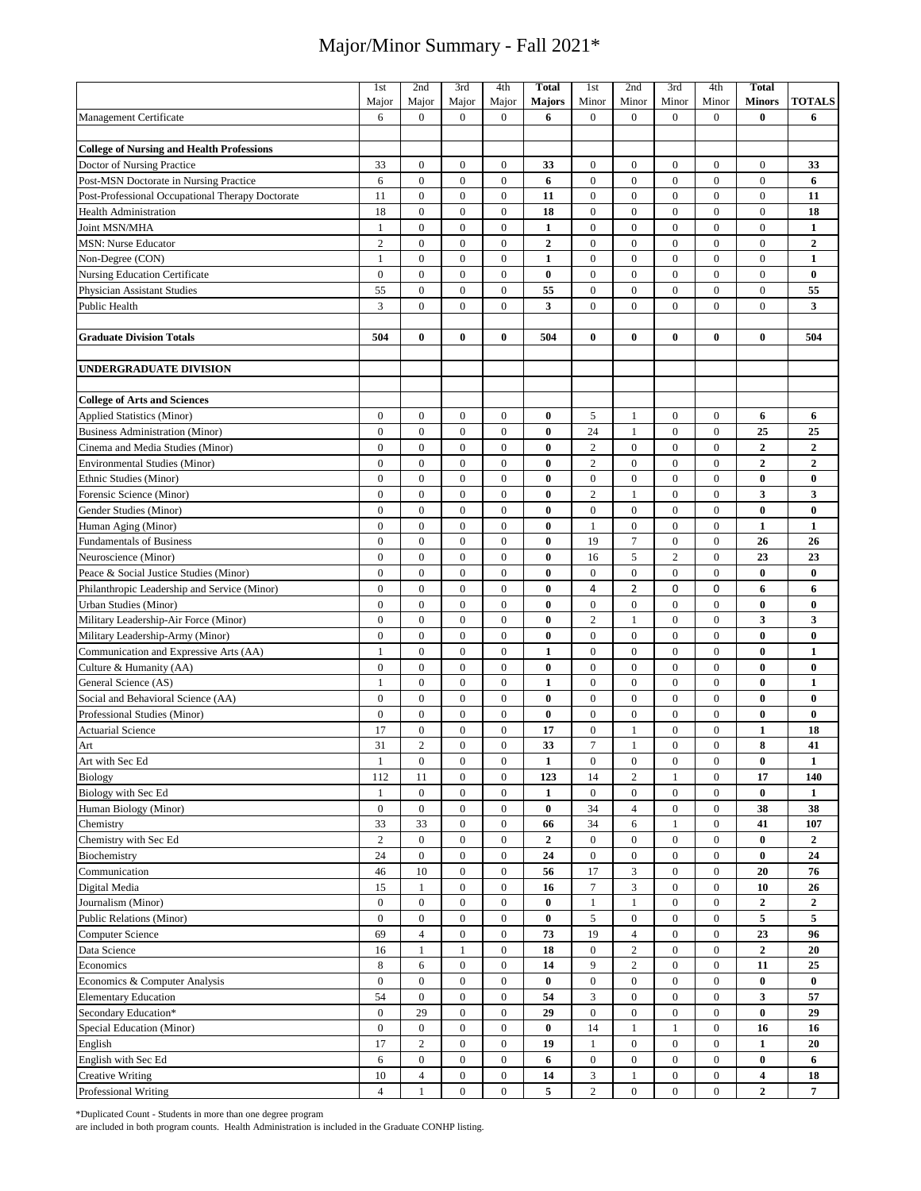# Major/Minor Summary - Fall 2021*

| | 1st Major | 2nd Major | 3rd Major | 4th Major | Total Majors | 1st Minor | 2nd Minor | 3rd Minor | 4th Minor | Total Minors | TOTALS |
|---|---|---|---|---|---|---|---|---|---|---|---|
| Management Certificate | 6 | 0 | 0 | 0 | **6** | 0 | 0 | 0 | 0 | **0** | **6** |
| | | | | | | | | | | | |
| **College of Nursing and Health Professions** | | | | | | | | | | | |
| Doctor of Nursing Practice | 33 | 0 | 0 | 0 | **33** | 0 | 0 | 0 | 0 | 0 | **33** |
| Post-MSN Doctorate in Nursing Practice | 6 | 0 | 0 | 0 | **6** | 0 | 0 | 0 | 0 | 0 | **6** |
| Post-Professional Occupational Therapy Doctorate | 11 | 0 | 0 | 0 | **11** | 0 | 0 | 0 | 0 | 0 | **11** |
| Health Administration | 18 | 0 | 0 | 0 | **18** | 0 | 0 | 0 | 0 | 0 | **18** |
| Joint MSN/MHA | 1 | 0 | 0 | 0 | **1** | 0 | 0 | 0 | 0 | 0 | **1** |
| MSN: Nurse Educator | 2 | 0 | 0 | 0 | **2** | 0 | 0 | 0 | 0 | 0 | **2** |
| Non-Degree (CON) | 1 | 0 | 0 | 0 | **1** | 0 | 0 | 0 | 0 | 0 | **1** |
| Nursing Education Certificate | 0 | 0 | 0 | 0 | **0** | 0 | 0 | 0 | 0 | 0 | **0** |
| Physician Assistant Studies | 55 | 0 | 0 | 0 | **55** | 0 | 0 | 0 | 0 | 0 | **55** |
| Public Health | 3 | 0 | 0 | 0 | **3** | 0 | 0 | 0 | 0 | 0 | **3** |
| | | | | | | | | | | | |
| **Graduate Division Totals** | **504** | **0** | **0** | **0** | **504** | **0** | **0** | **0** | **0** | **0** | **504** |
| | | | | | | | | | | | |
| **UNDERGRADUATE DIVISION** | | | | | | | | | | | |
| | | | | | | | | | | | |
| **College of Arts and Sciences** | | | | | | | | | | | |
| Applied Statistics (Minor) | 0 | 0 | 0 | 0 | **0** | 5 | 1 | 0 | 0 | **6** | **6** |
| Business Administration (Minor) | 0 | 0 | 0 | 0 | **0** | 24 | 1 | 0 | 0 | **25** | **25** |
| Cinema and Media Studies (Minor) | 0 | 0 | 0 | 0 | **0** | 2 | 0 | 0 | 0 | **2** | **2** |
| Environmental Studies (Minor) | 0 | 0 | 0 | 0 | **0** | 2 | 0 | 0 | 0 | **2** | **2** |
| Ethnic Studies (Minor) | 0 | 0 | 0 | 0 | **0** | 0 | 0 | 0 | 0 | **0** | **0** |
| Forensic Science (Minor) | 0 | 0 | 0 | 0 | **0** | 2 | 1 | 0 | 0 | **3** | **3** |
| Gender Studies (Minor) | 0 | 0 | 0 | 0 | **0** | 0 | 0 | 0 | 0 | **0** | **0** |
| Human Aging (Minor) | 0 | 0 | 0 | 0 | **0** | 1 | 0 | 0 | 0 | **1** | **1** |
| Fundamentals of Business | 0 | 0 | 0 | 0 | **0** | 19 | 7 | 0 | 0 | **26** | **26** |
| Neuroscience (Minor) | 0 | 0 | 0 | 0 | **0** | 16 | 5 | 2 | 0 | **23** | **23** |
| Peace & Social Justice Studies (Minor) | 0 | 0 | 0 | 0 | **0** | 0 | 0 | 0 | 0 | **0** | **0** |
| Philanthropic Leadership and Service (Minor) | 0 | 0 | 0 | 0 | **0** | 4 | **2** | 0 | 0 | **6** | **6** |
| Urban Studies (Minor) | 0 | 0 | 0 | 0 | **0** | 0 | 0 | 0 | 0 | **0** | **0** |
| Military Leadership-Air Force (Minor) | 0 | 0 | 0 | 0 | **0** | 2 | 1 | 0 | 0 | **3** | **3** |
| Military Leadership-Army (Minor) | 0 | 0 | 0 | 0 | **0** | 0 | 0 | 0 | 0 | **0** | **0** |
| Communication and Expressive Arts (AA) | 1 | 0 | 0 | 0 | **1** | 0 | 0 | 0 | 0 | **0** | **1** |
| Culture & Humanity (AA) | 0 | 0 | 0 | 0 | **0** | 0 | 0 | 0 | 0 | **0** | **0** |
| General Science (AS) | 1 | 0 | 0 | 0 | **1** | 0 | 0 | 0 | 0 | **0** | **1** |
| Social and Behavioral Science (AA) | 0 | 0 | 0 | 0 | **0** | 0 | 0 | 0 | 0 | **0** | **0** |
| Professional Studies (Minor) | 0 | 0 | 0 | 0 | **0** | 0 | 0 | 0 | 0 | **0** | **0** |
| Actuarial Science | 17 | 0 | 0 | 0 | **17** | 0 | 1 | 0 | 0 | **1** | **18** |
| Art | 31 | 2 | 0 | 0 | **33** | 7 | 1 | 0 | 0 | **8** | **41** |
| Art with Sec Ed | 1 | 0 | 0 | 0 | **1** | 0 | 0 | 0 | 0 | **0** | **1** |
| Biology | 112 | 11 | 0 | 0 | **123** | 14 | 2 | 1 | 0 | **17** | **140** |
| Biology with Sec Ed | 1 | 0 | 0 | 0 | **1** | 0 | 0 | 0 | 0 | **0** | **1** |
| Human Biology (Minor) | 0 | 0 | 0 | 0 | **0** | 34 | 4 | 0 | 0 | **38** | **38** |
| Chemistry | 33 | 33 | 0 | 0 | **66** | 34 | 6 | 1 | 0 | **41** | **107** |
| Chemistry with Sec Ed | 2 | 0 | 0 | 0 | **2** | 0 | 0 | 0 | 0 | **0** | **2** |
| Biochemistry | 24 | 0 | 0 | 0 | **24** | 0 | 0 | 0 | 0 | **0** | **24** |
| Communication | 46 | 10 | 0 | 0 | **56** | 17 | 3 | 0 | 0 | **20** | **76** |
| Digital Media | 15 | 1 | 0 | 0 | **16** | 7 | 3 | 0 | 0 | **10** | **26** |
| Journalism (Minor) | 0 | 0 | 0 | 0 | **0** | 1 | 1 | 0 | 0 | **2** | **2** |
| Public Relations (Minor) | 0 | 0 | 0 | 0 | **0** | 5 | 0 | 0 | 0 | **5** | **5** |
| Computer Science | 69 | 4 | 0 | 0 | **73** | 19 | 4 | 0 | 0 | **23** | **96** |
| Data Science | 16 | 1 | 1 | 0 | **18** | 0 | 2 | 0 | 0 | **2** | **20** |
| Economics | 8 | 6 | 0 | 0 | **14** | 9 | 2 | 0 | 0 | **11** | **25** |
| Economics & Computer Analysis | 0 | 0 | 0 | 0 | **0** | 0 | 0 | 0 | 0 | **0** | **0** |
| Elementary Education | 54 | 0 | 0 | 0 | **54** | 3 | 0 | 0 | 0 | **3** | **57** |
| Secondary Education* | 0 | 29 | 0 | 0 | **29** | 0 | 0 | 0 | 0 | **0** | **29** |
| Special Education (Minor) | 0 | 0 | 0 | 0 | **0** | 14 | 1 | 1 | 0 | **16** | **16** |
| English | 17 | 2 | 0 | 0 | **19** | 1 | 0 | 0 | 0 | **1** | **20** |
| English with Sec Ed | 6 | 0 | 0 | 0 | **6** | 0 | 0 | 0 | 0 | **0** | **6** |
| Creative Writing | 10 | 4 | 0 | 0 | **14** | 3 | 1 | 0 | 0 | **4** | **18** |
| Professional Writing | 4 | 1 | 0 | 0 | **5** | 2 | 0 | 0 | 0 | **2** | **7** |

*Duplicated Count - Students in more than one degree program are included in both program counts. Health Administration is included in the Graduate CONHP listing.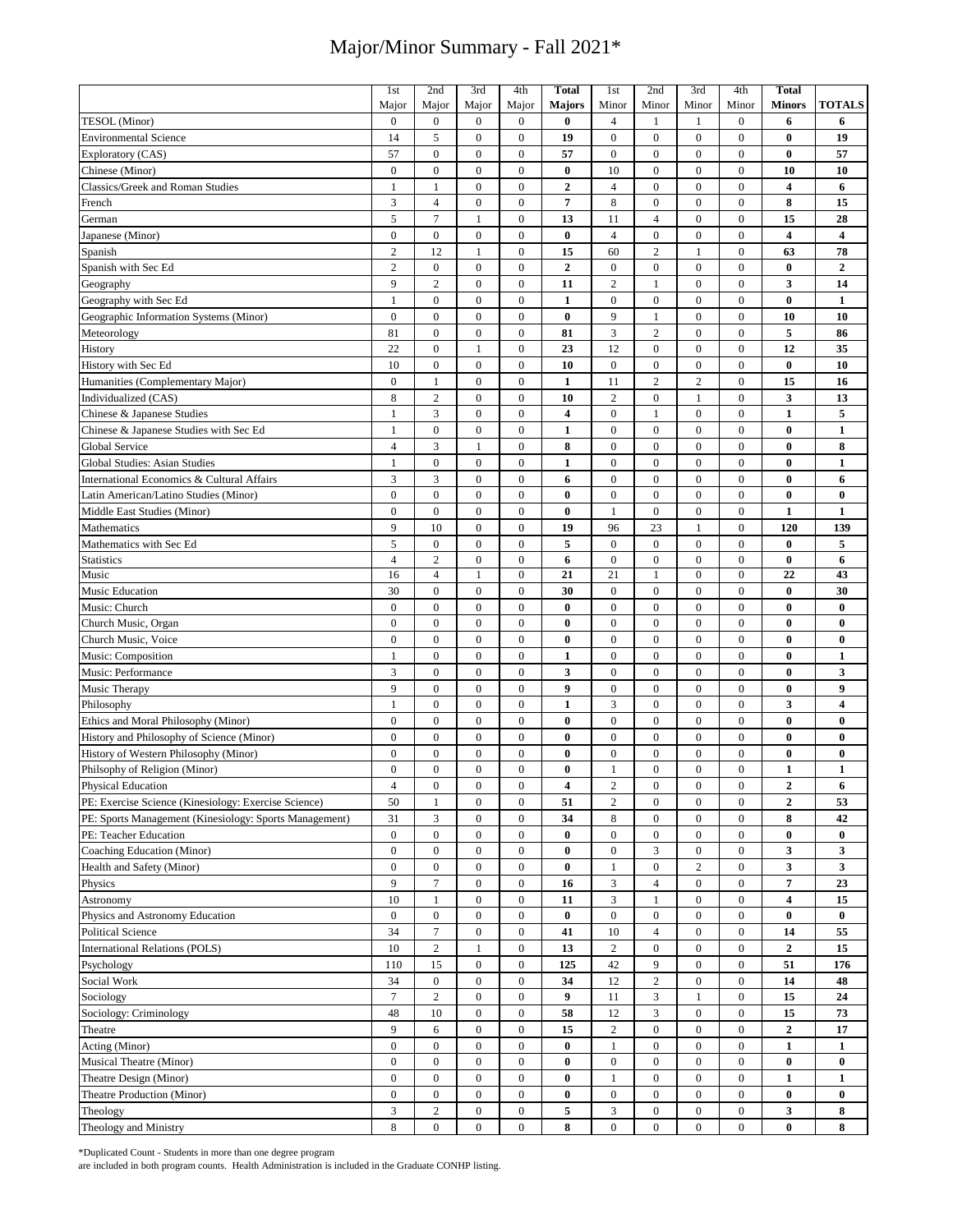# Major/Minor Summary - Fall 2021*

| | 1st Major | 2nd Major | 3rd Major | 4th Major | **Total Majors** | 1st Minor | 2nd Minor | 3rd Minor | 4th Minor | **Total Minors** | **TOTALS** |
|---|---|---|---|---|---|---|---|---|---|---|---|
| TESOL (Minor) | 0 | 0 | 0 | 0 | **0** | 4 | 1 | 1 | 0 | **6** | **6** |
| Environmental Science | 14 | 5 | 0 | 0 | **19** | 0 | 0 | 0 | 0 | **0** | **19** |
| Exploratory (CAS) | 57 | 0 | 0 | 0 | **57** | 0 | 0 | 0 | 0 | **0** | **57** |
| Chinese (Minor) | 0 | 0 | 0 | 0 | **0** | 10 | 0 | 0 | 0 | **10** | **10** |
| Classics/Greek and Roman Studies | 1 | 1 | 0 | 0 | **2** | 4 | 0 | 0 | 0 | **4** | **6** |
| French | 3 | 4 | 0 | 0 | **7** | 8 | 0 | 0 | 0 | **8** | **15** |
| German | 5 | 7 | 1 | 0 | **13** | 11 | 4 | 0 | 0 | **15** | **28** |
| Japanese (Minor) | 0 | 0 | 0 | 0 | **0** | 4 | 0 | 0 | 0 | **4** | **4** |
| Spanish | 2 | 12 | 1 | 0 | **15** | 60 | 2 | 1 | 0 | **63** | **78** |
| Spanish with Sec Ed | 2 | 0 | 0 | 0 | **2** | 0 | 0 | 0 | 0 | **0** | **2** |
| Geography | 9 | 2 | 0 | 0 | **11** | 2 | 1 | 0 | 0 | **3** | **14** |
| Geography with Sec Ed | 1 | 0 | 0 | 0 | **1** | 0 | 0 | 0 | 0 | **0** | **1** |
| Geographic Information Systems (Minor) | 0 | 0 | 0 | 0 | **0** | 9 | 1 | 0 | 0 | **10** | **10** |
| Meteorology | 81 | 0 | 0 | 0 | **81** | 3 | 2 | 0 | 0 | **5** | **86** |
| History | 22 | 0 | 1 | 0 | **23** | 12 | 0 | 0 | 0 | **12** | **35** |
| History with Sec Ed | 10 | 0 | 0 | 0 | **10** | 0 | 0 | 0 | 0 | **0** | **10** |
| Humanities (Complementary Major) | 0 | 1 | 0 | 0 | **1** | 11 | 2 | 2 | 0 | **15** | **16** |
| Individualized (CAS) | 8 | 2 | 0 | 0 | **10** | 2 | 0 | 1 | 0 | **3** | **13** |
| Chinese & Japanese Studies | 1 | 3 | 0 | 0 | **4** | 0 | 1 | 0 | 0 | **1** | **5** |
| Chinese & Japanese Studies with Sec Ed | 1 | 0 | 0 | 0 | **1** | 0 | 0 | 0 | 0 | **0** | **1** |
| Global Service | 4 | 3 | 1 | 0 | **8** | 0 | 0 | 0 | 0 | **0** | **8** |
| Global Studies: Asian Studies | 1 | 0 | 0 | 0 | **1** | 0 | 0 | 0 | 0 | **0** | **1** |
| International Economics & Cultural Affairs | 3 | 3 | 0 | 0 | **6** | 0 | 0 | 0 | 0 | **0** | **6** |
| Latin American/Latino Studies (Minor) | 0 | 0 | 0 | 0 | **0** | 0 | 0 | 0 | 0 | **0** | **0** |
| Middle East Studies (Minor) | 0 | 0 | 0 | 0 | **0** | 1 | 0 | 0 | 0 | **1** | **1** |
| Mathematics | 9 | 10 | 0 | 0 | **19** | 96 | 23 | 1 | 0 | **120** | **139** |
| Mathematics with Sec Ed | 5 | 0 | 0 | 0 | **5** | 0 | 0 | 0 | 0 | **0** | **5** |
| Statistics | 4 | 2 | 0 | 0 | **6** | 0 | 0 | 0 | 0 | **0** | **6** |
| Music | 16 | 4 | 1 | 0 | **21** | 21 | 1 | 0 | 0 | **22** | **43** |
| Music Education | 30 | 0 | 0 | 0 | **30** | 0 | 0 | 0 | 0 | **0** | **30** |
| Music: Church | 0 | 0 | 0 | 0 | **0** | 0 | 0 | 0 | 0 | **0** | **0** |
| Church Music, Organ | 0 | 0 | 0 | 0 | **0** | 0 | 0 | 0 | 0 | **0** | **0** |
| Church Music, Voice | 0 | 0 | 0 | 0 | **0** | 0 | 0 | 0 | 0 | **0** | **0** |
| Music: Composition | 1 | 0 | 0 | 0 | **1** | 0 | 0 | 0 | 0 | **0** | **1** |
| Music: Performance | 3 | 0 | 0 | 0 | **3** | 0 | 0 | 0 | 0 | **0** | **3** |
| Music Therapy | 9 | 0 | 0 | 0 | **9** | 0 | 0 | 0 | 0 | **0** | **9** |
| Philosophy | 1 | 0 | 0 | 0 | **1** | 3 | 0 | 0 | 0 | **3** | **4** |
| Ethics and Moral Philosophy (Minor) | 0 | 0 | 0 | 0 | **0** | 0 | 0 | 0 | 0 | **0** | **0** |
| History and Philosophy of Science (Minor) | 0 | 0 | 0 | 0 | **0** | 0 | 0 | 0 | 0 | **0** | **0** |
| History of Western Philosophy (Minor) | 0 | 0 | 0 | 0 | **0** | 0 | 0 | 0 | 0 | **0** | **0** |
| Philsophy of Religion (Minor) | 0 | 0 | 0 | 0 | **0** | 1 | 0 | 0 | 0 | **1** | **1** |
| Physical Education | 4 | 0 | 0 | 0 | **4** | 2 | 0 | 0 | 0 | **2** | **6** |
| PE: Exercise Science (Kinesiology: Exercise Science) | 50 | 1 | 0 | 0 | **51** | 2 | 0 | 0 | 0 | **2** | **53** |
| PE: Sports Management (Kinesiology: Sports Management) | 31 | 3 | 0 | 0 | **34** | 8 | 0 | 0 | 0 | **8** | **42** |
| PE: Teacher Education | 0 | 0 | 0 | 0 | **0** | 0 | 0 | 0 | 0 | **0** | **0** |
| Coaching Education (Minor) | 0 | 0 | 0 | 0 | **0** | 0 | 3 | 0 | 0 | **3** | **3** |
| Health and Safety (Minor) | 0 | 0 | 0 | 0 | **0** | 1 | 0 | 2 | 0 | **3** | **3** |
| Physics | 9 | 7 | 0 | 0 | **16** | 3 | 4 | 0 | 0 | **7** | **23** |
| Astronomy | 10 | 1 | 0 | 0 | **11** | 3 | 1 | 0 | 0 | **4** | **15** |
| Physics and Astronomy Education | 0 | 0 | 0 | 0 | **0** | 0 | 0 | 0 | 0 | **0** | **0** |
| Political Science | 34 | 7 | 0 | 0 | **41** | 10 | 4 | 0 | 0 | **14** | **55** |
| International Relations (POLS) | 10 | 2 | 1 | 0 | **13** | 2 | 0 | 0 | 0 | **2** | **15** |
| Psychology | 110 | 15 | 0 | 0 | **125** | 42 | 9 | 0 | 0 | **51** | **176** |
| Social Work | 34 | 0 | 0 | 0 | **34** | 12 | 2 | 0 | 0 | **14** | **48** |
| Sociology | 7 | 2 | 0 | 0 | **9** | 11 | 3 | 1 | 0 | **15** | **24** |
| Sociology: Criminology | 48 | 10 | 0 | 0 | **58** | 12 | 3 | 0 | 0 | **15** | **73** |
| Theatre | 9 | 6 | 0 | 0 | **15** | 2 | 0 | 0 | 0 | **2** | **17** |
| Acting (Minor) | 0 | 0 | 0 | 0 | **0** | 1 | 0 | 0 | 0 | **1** | **1** |
| Musical Theatre (Minor) | 0 | 0 | 0 | 0 | **0** | 0 | 0 | 0 | 0 | **0** | **0** |
| Theatre Design (Minor) | 0 | 0 | 0 | 0 | **0** | 1 | 0 | 0 | 0 | **1** | **1** |
| Theatre Production (Minor) | 0 | 0 | 0 | 0 | **0** | 0 | 0 | 0 | 0 | **0** | **0** |
| Theology | 3 | 2 | 0 | 0 | **5** | 3 | 0 | 0 | 0 | **3** | **8** |
| Theology and Ministry | 8 | 0 | 0 | 0 | **8** | 0 | 0 | 0 | 0 | **0** | **8** |

*Duplicated Count - Students in more than one degree program are included in both program counts. Health Administration is included in the Graduate CONHP listing.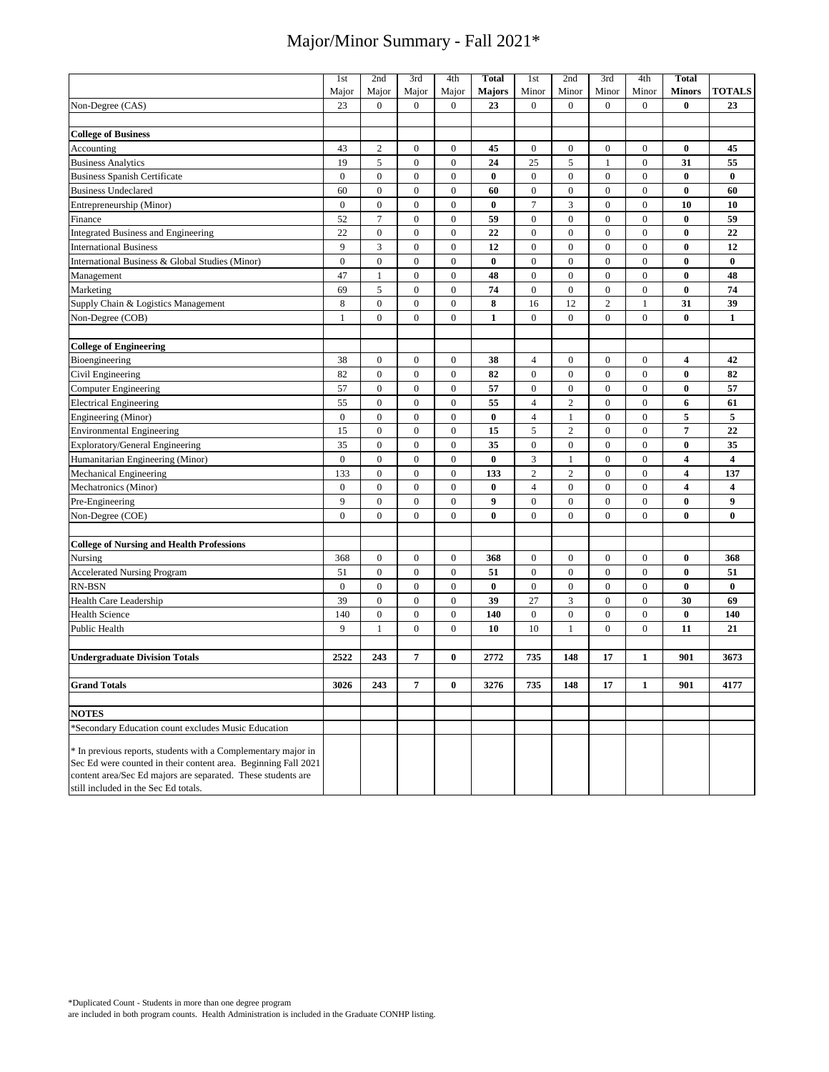# Major/Minor Summary - Fall 2021*

| | 1st Major | 2nd Major | 3rd Major | 4th Major | **Total Majors** | 1st Minor | 2nd Minor | 3rd Minor | 4th Minor | **Total Minors** | **TOTALS** |
|---|---|---|---|---|---|---|---|---|---|---|---|
| Non-Degree (CAS) | 23 | 0 | 0 | 0 | **23** | 0 | 0 | 0 | 0 | **0** | **23** |
| | | | | | | | | | | | |
| **College of Business** | | | | | | | | | | | |
| Accounting | 43 | 2 | 0 | 0 | **45** | 0 | 0 | 0 | 0 | **0** | **45** |
| Business Analytics | 19 | 5 | 0 | 0 | **24** | 25 | 5 | 1 | 0 | **31** | **55** |
| Business Spanish Certificate | 0 | 0 | 0 | 0 | **0** | 0 | 0 | 0 | 0 | **0** | **0** |
| Business Undeclared | 60 | 0 | 0 | 0 | **60** | 0 | 0 | 0 | 0 | **0** | **60** |
| Entrepreneurship (Minor) | 0 | 0 | 0 | 0 | **0** | 7 | 3 | 0 | 0 | **10** | **10** |
| Finance | 52 | 7 | 0 | 0 | **59** | 0 | 0 | 0 | 0 | **0** | **59** |
| Integrated Business and Engineering | 22 | 0 | 0 | 0 | **22** | 0 | 0 | 0 | 0 | **0** | **22** |
| International Business | 9 | 3 | 0 | 0 | **12** | 0 | 0 | 0 | 0 | **0** | **12** |
| International Business & Global Studies (Minor) | 0 | 0 | 0 | 0 | **0** | 0 | 0 | 0 | 0 | **0** | **0** |
| Management | 47 | 1 | 0 | 0 | **48** | 0 | 0 | 0 | 0 | **0** | **48** |
| Marketing | 69 | 5 | 0 | 0 | **74** | 0 | 0 | 0 | 0 | **0** | **74** |
| Supply Chain & Logistics Management | 8 | 0 | 0 | 0 | **8** | 16 | 12 | 2 | 1 | **31** | **39** |
| Non-Degree (COB) | 1 | 0 | 0 | 0 | **1** | 0 | 0 | 0 | 0 | **0** | **1** |
| | | | | | | | | | | | |
| **College of Engineering** | | | | | | | | | | | |
| Bioengineering | 38 | 0 | 0 | 0 | **38** | 4 | 0 | 0 | 0 | **4** | **42** |
| Civil Engineering | 82 | 0 | 0 | 0 | **82** | 0 | 0 | 0 | 0 | **0** | **82** |
| Computer Engineering | 57 | 0 | 0 | 0 | **57** | 0 | 0 | 0 | 0 | **0** | **57** |
| Electrical Engineering | 55 | 0 | 0 | 0 | **55** | 4 | 2 | 0 | 0 | **6** | **61** |
| Engineering (Minor) | 0 | 0 | 0 | 0 | **0** | 4 | 1 | 0 | 0 | **5** | **5** |
| Environmental Engineering | 15 | 0 | 0 | 0 | **15** | 5 | 2 | 0 | 0 | **7** | **22** |
| Exploratory/General Engineering | 35 | 0 | 0 | 0 | **35** | 0 | 0 | 0 | 0 | **0** | **35** |
| Humanitarian Engineering (Minor) | 0 | 0 | 0 | 0 | **0** | 3 | 1 | 0 | 0 | **4** | **4** |
| Mechanical Engineering | 133 | 0 | 0 | 0 | **133** | 2 | 2 | 0 | 0 | **4** | **137** |
| Mechatronics (Minor) | 0 | 0 | 0 | 0 | **0** | 4 | 0 | 0 | 0 | **4** | **4** |
| Pre-Engineering | 9 | 0 | 0 | 0 | **9** | 0 | 0 | 0 | 0 | **0** | **9** |
| Non-Degree (COE) | 0 | 0 | 0 | 0 | **0** | 0 | 0 | 0 | 0 | **0** | **0** |
| | | | | | | | | | | | |
| **College of Nursing and Health Professions** | | | | | | | | | | | |
| Nursing | 368 | 0 | 0 | 0 | **368** | 0 | 0 | 0 | 0 | **0** | **368** |
| Accelerated Nursing Program | 51 | 0 | 0 | 0 | **51** | 0 | 0 | 0 | 0 | **0** | **51** |
| RN-BSN | 0 | 0 | 0 | 0 | **0** | 0 | 0 | 0 | 0 | **0** | **0** |
| Health Care Leadership | 39 | 0 | 0 | 0 | **39** | 27 | 3 | 0 | 0 | **30** | **69** |
| Health Science | 140 | 0 | 0 | 0 | **140** | 0 | 0 | 0 | 0 | **0** | **140** |
| Public Health | 9 | 1 | 0 | 0 | **10** | 10 | 1 | 0 | 0 | **11** | **21** |
| | | | | | | | | | | | |
| **Undergraduate Division Totals** | **2522** | **243** | **7** | **0** | **2772** | **735** | **148** | **17** | **1** | **901** | **3673** |
| | | | | | | | | | | | |
| **Grand Totals** | **3026** | **243** | **7** | **0** | **3276** | **735** | **148** | **17** | **1** | **901** | **4177** |
| | | | | | | | | | | | |
| **NOTES** | | | | | | | | | | | |
| *Secondary Education count excludes Music Education | | | | | | | | | | | |
| * In previous reports, students with a Complementary major in Sec Ed were counted in their content area. Beginning Fall 2021 content area/Sec Ed majors are separated. These students are still included in the Sec Ed totals. | | | | | | | | | | | |

*Duplicated Count - Students in more than one degree program are included in both program counts. Health Administration is included in the Graduate CONHP listing.